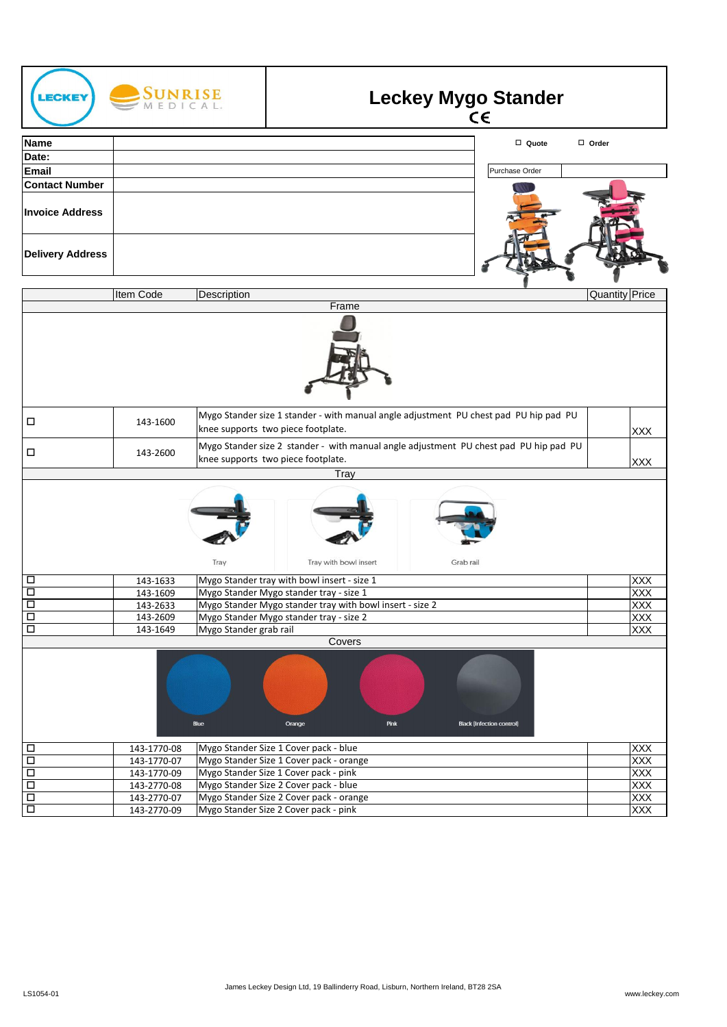# Leckey Mygo Stander

CE

| Name | |
|---|---|
| Date: | |
| Email | |
| Contact Number | |
| Invoice Address | |
| Delivery Address | |

☐ Quote ☐ Order

Purchase Order

| | Item Code | Description | Quantity | Price |
|---|---|---|---|---|
| | | **Frame** | | |
| ☐ | 143-1600 | Mygo Stander size 1 stander - with manual angle adjustment PU chest pad PU hip pad PU knee supports two piece footplate. | | XXX |
| ☐ | 143-2600 | Mygo Stander size 2 stander - with manual angle adjustment PU chest pad PU hip pad PU knee supports two piece footplate. | | XXX |
| | | **Tray** | | |
| ☐ | 143-1633 | Mygo Stander tray with bowl insert - size 1 | | XXX |
| ☐ | 143-1609 | Mygo Stander Mygo stander tray - size 1 | | XXX |
| ☐ | 143-2633 | Mygo Stander Mygo stander tray with bowl insert - size 2 | | XXX |
| ☐ | 143-2609 | Mygo Stander Mygo stander tray - size 2 | | XXX |
| ☐ | 143-1649 | Mygo Stander grab rail | | XXX |
| | | **Covers** | | |
| ☐ | 143-1770-08 | Mygo Stander Size 1 Cover pack - blue | | XXX |
| ☐ | 143-1770-07 | Mygo Stander Size 1 Cover pack - orange | | XXX |
| ☐ | 143-1770-09 | Mygo Stander Size 1 Cover pack - pink | | XXX |
| ☐ | 143-2770-08 | Mygo Stander Size 2 Cover pack - blue | | XXX |
| ☐ | 143-2770-07 | Mygo Stander Size 2 Cover pack - orange | | XXX |
| ☐ | 143-2770-09 | Mygo Stander Size 2 Cover pack - pink | | XXX |

Tray | Tray with bowl insert | Grab rail

Blue | Orange | Pink | Black (Infection control)

LS1054-01

James Leckey Design Ltd, 19 Ballinderry Road, Lisburn, Northern Ireland, BT28 2SA

www.leckey.com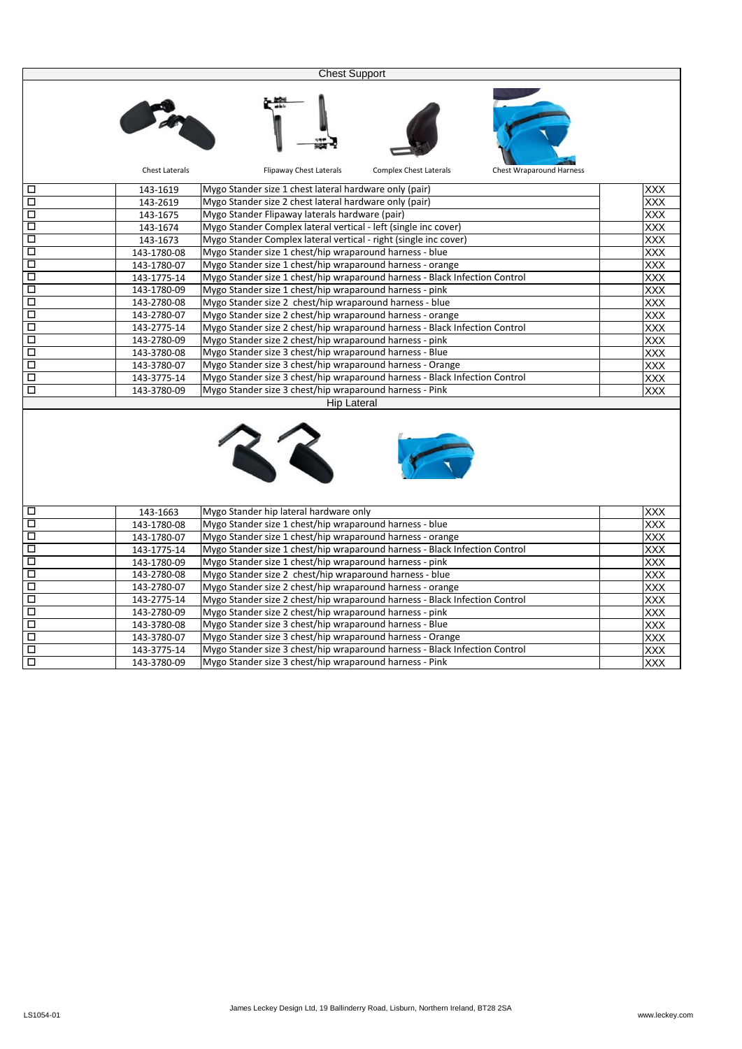## Chest Support

Chest Laterals | Flipaway Chest Laterals | Complex Chest Laterals | Chest Wraparound Harness

| | Code | Description | | Price |
|---|---|---|---|---|
| ☐ | 143-1619 | Mygo Stander size 1 chest lateral hardware only (pair) | | XXX |
| ☐ | 143-2619 | Mygo Stander size 2 chest lateral hardware only (pair) | | XXX |
| ☐ | 143-1675 | Mygo Stander Flipaway laterals hardware (pair) | | XXX |
| ☐ | 143-1674 | Mygo Stander Complex lateral vertical - left (single inc cover) | | XXX |
| ☐ | 143-1673 | Mygo Stander Complex lateral vertical - right (single inc cover) | | XXX |
| ☐ | 143-1780-08 | Mygo Stander size 1 chest/hip wraparound harness - blue | | XXX |
| ☐ | 143-1780-07 | Mygo Stander size 1 chest/hip wraparound harness - orange | | XXX |
| ☐ | 143-1775-14 | Mygo Stander size 1 chest/hip wraparound harness - Black Infection Control | | XXX |
| ☐ | 143-1780-09 | Mygo Stander size 1 chest/hip wraparound harness - pink | | XXX |
| ☐ | 143-2780-08 | Mygo Stander size 2 chest/hip wraparound harness - blue | | XXX |
| ☐ | 143-2780-07 | Mygo Stander size 2 chest/hip wraparound harness - orange | | XXX |
| ☐ | 143-2775-14 | Mygo Stander size 2 chest/hip wraparound harness - Black Infection Control | | XXX |
| ☐ | 143-2780-09 | Mygo Stander size 2 chest/hip wraparound harness - pink | | XXX |
| ☐ | 143-3780-08 | Mygo Stander size 3 chest/hip wraparound harness - Blue | | XXX |
| ☐ | 143-3780-07 | Mygo Stander size 3 chest/hip wraparound harness - Orange | | XXX |
| ☐ | 143-3775-14 | Mygo Stander size 3 chest/hip wraparound harness - Black Infection Control | | XXX |
| ☐ | 143-3780-09 | Mygo Stander size 3 chest/hip wraparound harness - Pink | | XXX |

## Hip Lateral

| | Code | Description | | Price |
|---|---|---|---|---|
| ☐ | 143-1663 | Mygo Stander hip lateral hardware only | | XXX |
| ☐ | 143-1780-08 | Mygo Stander size 1 chest/hip wraparound harness - blue | | XXX |
| ☐ | 143-1780-07 | Mygo Stander size 1 chest/hip wraparound harness - orange | | XXX |
| ☐ | 143-1775-14 | Mygo Stander size 1 chest/hip wraparound harness - Black Infection Control | | XXX |
| ☐ | 143-1780-09 | Mygo Stander size 1 chest/hip wraparound harness - pink | | XXX |
| ☐ | 143-2780-08 | Mygo Stander size 2 chest/hip wraparound harness - blue | | XXX |
| ☐ | 143-2780-07 | Mygo Stander size 2 chest/hip wraparound harness - orange | | XXX |
| ☐ | 143-2775-14 | Mygo Stander size 2 chest/hip wraparound harness - Black Infection Control | | XXX |
| ☐ | 143-2780-09 | Mygo Stander size 2 chest/hip wraparound harness - pink | | XXX |
| ☐ | 143-3780-08 | Mygo Stander size 3 chest/hip wraparound harness - Blue | | XXX |
| ☐ | 143-3780-07 | Mygo Stander size 3 chest/hip wraparound harness - Orange | | XXX |
| ☐ | 143-3775-14 | Mygo Stander size 3 chest/hip wraparound harness - Black Infection Control | | XXX |
| ☐ | 143-3780-09 | Mygo Stander size 3 chest/hip wraparound harness - Pink | | XXX |

LS1054-01 James Leckey Design Ltd, 19 Ballinderry Road, Lisburn, Northern Ireland, BT28 2SA www.leckey.com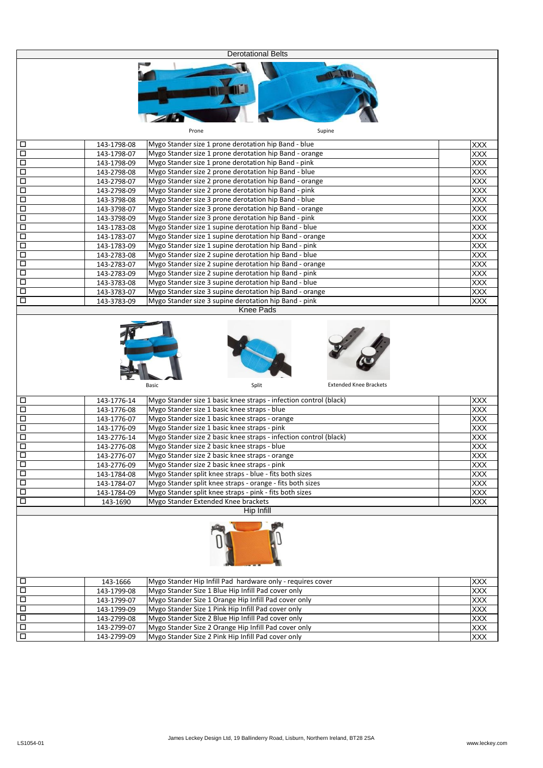## Derotational Belts

Prone Supine

| | | | |
|---|---|---|---|
| ☐ | 143-1798-08 | Mygo Stander size 1 prone derotation hip Band - blue | XXX |
| ☐ | 143-1798-07 | Mygo Stander size 1 prone derotation hip Band - orange | XXX |
| ☐ | 143-1798-09 | Mygo Stander size 1 prone derotation hip Band - pink | XXX |
| ☐ | 143-2798-08 | Mygo Stander size 2 prone derotation hip Band - blue | XXX |
| ☐ | 143-2798-07 | Mygo Stander size 2 prone derotation hip Band - orange | XXX |
| ☐ | 143-2798-09 | Mygo Stander size 2 prone derotation hip Band - pink | XXX |
| ☐ | 143-3798-08 | Mygo Stander size 3 prone derotation hip Band - blue | XXX |
| ☐ | 143-3798-07 | Mygo Stander size 3 prone derotation hip Band - orange | XXX |
| ☐ | 143-3798-09 | Mygo Stander size 3 prone derotation hip Band - pink | XXX |
| ☐ | 143-1783-08 | Mygo Stander size 1 supine derotation hip Band - blue | XXX |
| ☐ | 143-1783-07 | Mygo Stander size 1 supine derotation hip Band - orange | XXX |
| ☐ | 143-1783-09 | Mygo Stander size 1 supine derotation hip Band - pink | XXX |
| ☐ | 143-2783-08 | Mygo Stander size 2 supine derotation hip Band - blue | XXX |
| ☐ | 143-2783-07 | Mygo Stander size 2 supine derotation hip Band - orange | XXX |
| ☐ | 143-2783-09 | Mygo Stander size 2 supine derotation hip Band - pink | XXX |
| ☐ | 143-3783-08 | Mygo Stander size 3 supine derotation hip Band - blue | XXX |
| ☐ | 143-3783-07 | Mygo Stander size 3 supine derotation hip Band - orange | XXX |
| ☐ | 143-3783-09 | Mygo Stander size 3 supine derotation hip Band - pink | XXX |

## Knee Pads

Basic Split Extended Knee Brackets

| | | | |
|---|---|---|---|
| ☐ | 143-1776-14 | Mygo Stander size 1 basic knee straps - infection control (black) | XXX |
| ☐ | 143-1776-08 | Mygo Stander size 1 basic knee straps - blue | XXX |
| ☐ | 143-1776-07 | Mygo Stander size 1 basic knee straps - orange | XXX |
| ☐ | 143-1776-09 | Mygo Stander size 1 basic knee straps - pink | XXX |
| ☐ | 143-2776-14 | Mygo Stander size 2 basic knee straps - infection control (black) | XXX |
| ☐ | 143-2776-08 | Mygo Stander size 2 basic knee straps - blue | XXX |
| ☐ | 143-2776-07 | Mygo Stander size 2 basic knee straps - orange | XXX |
| ☐ | 143-2776-09 | Mygo Stander size 2 basic knee straps - pink | XXX |
| ☐ | 143-1784-08 | Mygo Stander split knee straps - blue - fits both sizes | XXX |
| ☐ | 143-1784-07 | Mygo Stander split knee straps - orange - fits both sizes | XXX |
| ☐ | 143-1784-09 | Mygo Stander split knee straps - pink - fits both sizes | XXX |
| ☐ | 143-1690 | Mygo Stander Extended Knee brackets | XXX |

## Hip Infill

| | | | |
|---|---|---|---|
| ☐ | 143-1666 | Mygo Stander Hip Infill Pad hardware only - requires cover | XXX |
| ☐ | 143-1799-08 | Mygo Stander Size 1 Blue Hip Infill Pad cover only | XXX |
| ☐ | 143-1799-07 | Mygo Stander Size 1 Orange Hip Infill Pad cover only | XXX |
| ☐ | 143-1799-09 | Mygo Stander Size 1 Pink Hip Infill Pad cover only | XXX |
| ☐ | 143-2799-08 | Mygo Stander Size 2 Blue Hip Infill Pad cover only | XXX |
| ☐ | 143-2799-07 | Mygo Stander Size 2 Orange Hip Infill Pad cover only | XXX |
| ☐ | 143-2799-09 | Mygo Stander Size 2 Pink Hip Infill Pad cover only | XXX |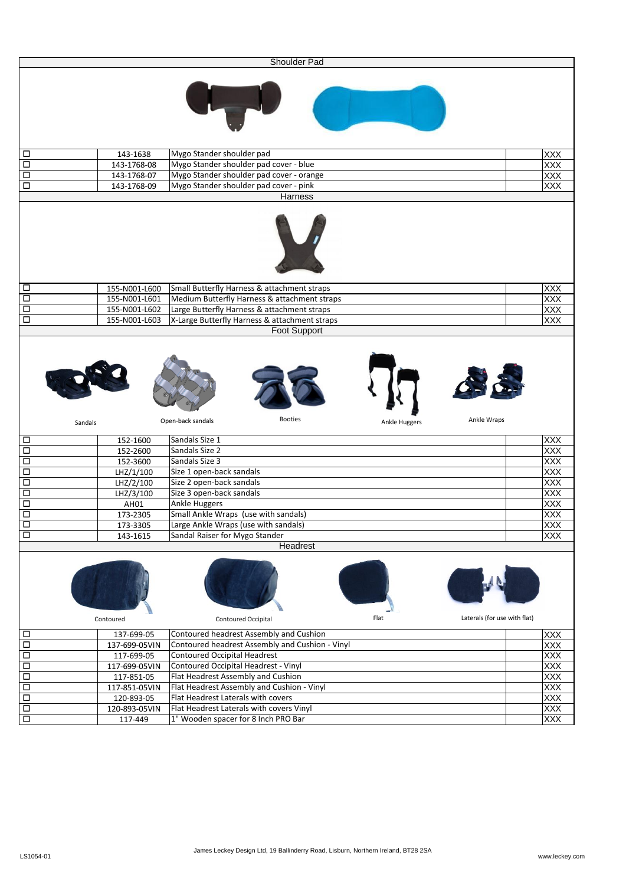## Shoulder Pad

| | | | | |
|---|---|---|---|---|
| ☐ | 143-1638 | Mygo Stander shoulder pad | | XXX |
| ☐ | 143-1768-08 | Mygo Stander shoulder pad cover - blue | | XXX |
| ☐ | 143-1768-07 | Mygo Stander shoulder pad cover - orange | | XXX |
| ☐ | 143-1768-09 | Mygo Stander shoulder pad cover - pink | | XXX |

## Harness

| | | | | |
|---|---|---|---|---|
| ☐ | 155-N001-L600 | Small Butterfly Harness & attachment straps | | XXX |
| ☐ | 155-N001-L601 | Medium Butterfly Harness & attachment straps | | XXX |
| ☐ | 155-N001-L602 | Large Butterfly Harness & attachment straps | | XXX |
| ☐ | 155-N001-L603 | X-Large Butterfly Harness & attachment straps | | XXX |

## Foot Support

Sandals
Open-back sandals
Booties
Ankle Huggers
Ankle Wraps

| | | | | |
|---|---|---|---|---|
| ☐ | 152-1600 | Sandals Size 1 | | XXX |
| ☐ | 152-2600 | Sandals Size 2 | | XXX |
| ☐ | 152-3600 | Sandals Size 3 | | XXX |
| ☐ | LHZ/1/100 | Size 1 open-back sandals | | XXX |
| ☐ | LHZ/2/100 | Size 2 open-back sandals | | XXX |
| ☐ | LHZ/3/100 | Size 3 open-back sandals | | XXX |
| ☐ | AH01 | Ankle Huggers | | XXX |
| ☐ | 173-2305 | Small Ankle Wraps (use with sandals) | | XXX |
| ☐ | 173-3305 | Large Ankle Wraps (use with sandals) | | XXX |
| ☐ | 143-1615 | Sandal Raiser for Mygo Stander | | XXX |

## Headrest

Contoured
Contoured Occipital
Flat
Laterals (for use with flat)

| | | | | |
|---|---|---|---|---|
| ☐ | 137-699-05 | Contoured headrest Assembly and Cushion | | XXX |
| ☐ | 137-699-05VIN | Contoured headrest Assembly and Cushion - Vinyl | | XXX |
| ☐ | 117-699-05 | Contoured Occipital Headrest | | XXX |
| ☐ | 117-699-05VIN | Contoured Occipital Headrest - Vinyl | | XXX |
| ☐ | 117-851-05 | Flat Headrest Assembly and Cushion | | XXX |
| ☐ | 117-851-05VIN | Flat Headrest Assembly and Cushion - Vinyl | | XXX |
| ☐ | 120-893-05 | Flat Headrest Laterals with covers | | XXX |
| ☐ | 120-893-05VIN | Flat Headrest Laterals with covers Vinyl | | XXX |
| ☐ | 117-449 | 1" Wooden spacer for 8 Inch PRO Bar | | XXX |

LS1054-01

James Leckey Design Ltd, 19 Ballinderry Road, Lisburn, Northern Ireland, BT28 2SA

www.leckey.com